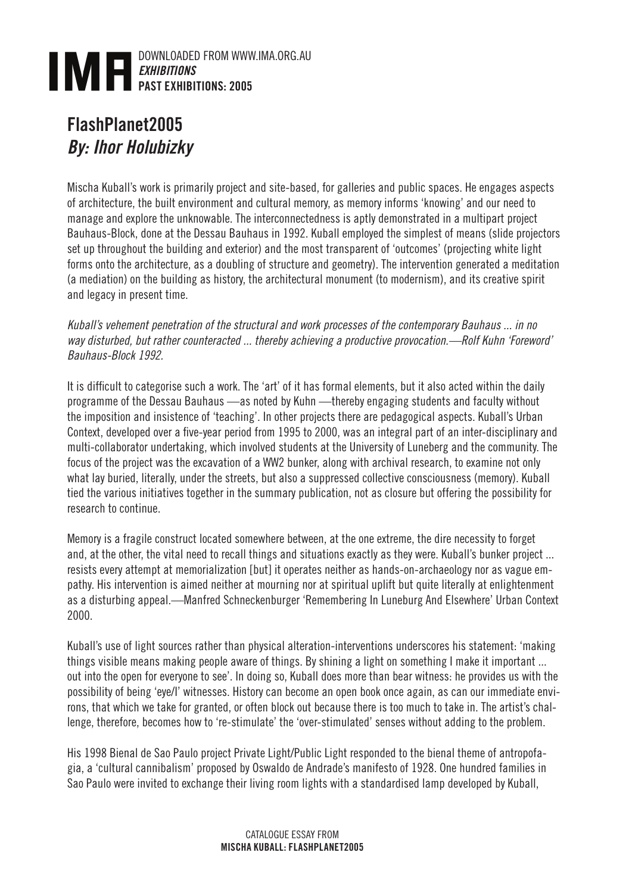# FlashPlanet2005
## *By: Ihor Holubizky*

Mischa Kuball's work is primarily project and site-based, for galleries and public spaces. He engages aspects of architecture, the built environment and cultural memory, as memory informs 'knowing' and our need to manage and explore the unknowable. The interconnectedness is aptly demonstrated in a multipart project Bauhaus-Block, done at the Dessau Bauhaus in 1992. Kuball employed the simplest of means (slide projectors set up throughout the building and exterior) and the most transparent of 'outcomes' (projecting white light forms onto the architecture, as a doubling of structure and geometry). The intervention generated a meditation (a mediation) on the building as history, the architectural monument (to modernism), and its creative spirit and legacy in present time.

*Kuball's vehement penetration of the structural and work processes of the contemporary Bauhaus ... in no way disturbed, but rather counteracted ... thereby achieving a productive provocation.—Rolf Kuhn 'Foreword' Bauhaus-Block 1992.*

It is difficult to categorise such a work. The 'art' of it has formal elements, but it also acted within the daily programme of the Dessau Bauhaus —as noted by Kuhn —thereby engaging students and faculty without the imposition and insistence of 'teaching'. In other projects there are pedagogical aspects. Kuball's Urban Context, developed over a five-year period from 1995 to 2000, was an integral part of an inter-disciplinary and multi-collaborator undertaking, which involved students at the University of Luneberg and the community. The focus of the project was the excavation of a WW2 bunker, along with archival research, to examine not only what lay buried, literally, under the streets, but also a suppressed collective consciousness (memory). Kuball tied the various initiatives together in the summary publication, not as closure but offering the possibility for research to continue.

Memory is a fragile construct located somewhere between, at the one extreme, the dire necessity to forget and, at the other, the vital need to recall things and situations exactly as they were. Kuball's bunker project ... resists every attempt at memorialization [but] it operates neither as hands-on-archaeology nor as vague empathy. His intervention is aimed neither at mourning nor at spiritual uplift but quite literally at enlightenment as a disturbing appeal.—Manfred Schneckenburger 'Remembering In Luneburg And Elsewhere' Urban Context 2000.

Kuball's use of light sources rather than physical alteration-interventions underscores his statement: 'making things visible means making people aware of things. By shining a light on something I make it important ... out into the open for everyone to see'. In doing so, Kuball does more than bear witness: he provides us with the possibility of being 'eye/I' witnesses. History can become an open book once again, as can our immediate environs, that which we take for granted, or often block out because there is too much to take in. The artist's challenge, therefore, becomes how to 're-stimulate' the 'over-stimulated' senses without adding to the problem.

His 1998 Bienal de Sao Paulo project Private Light/Public Light responded to the bienal theme of antropofagia, a 'cultural cannibalism' proposed by Oswaldo de Andrade's manifesto of 1928. One hundred families in Sao Paulo were invited to exchange their living room lights with a standardised lamp developed by Kuball,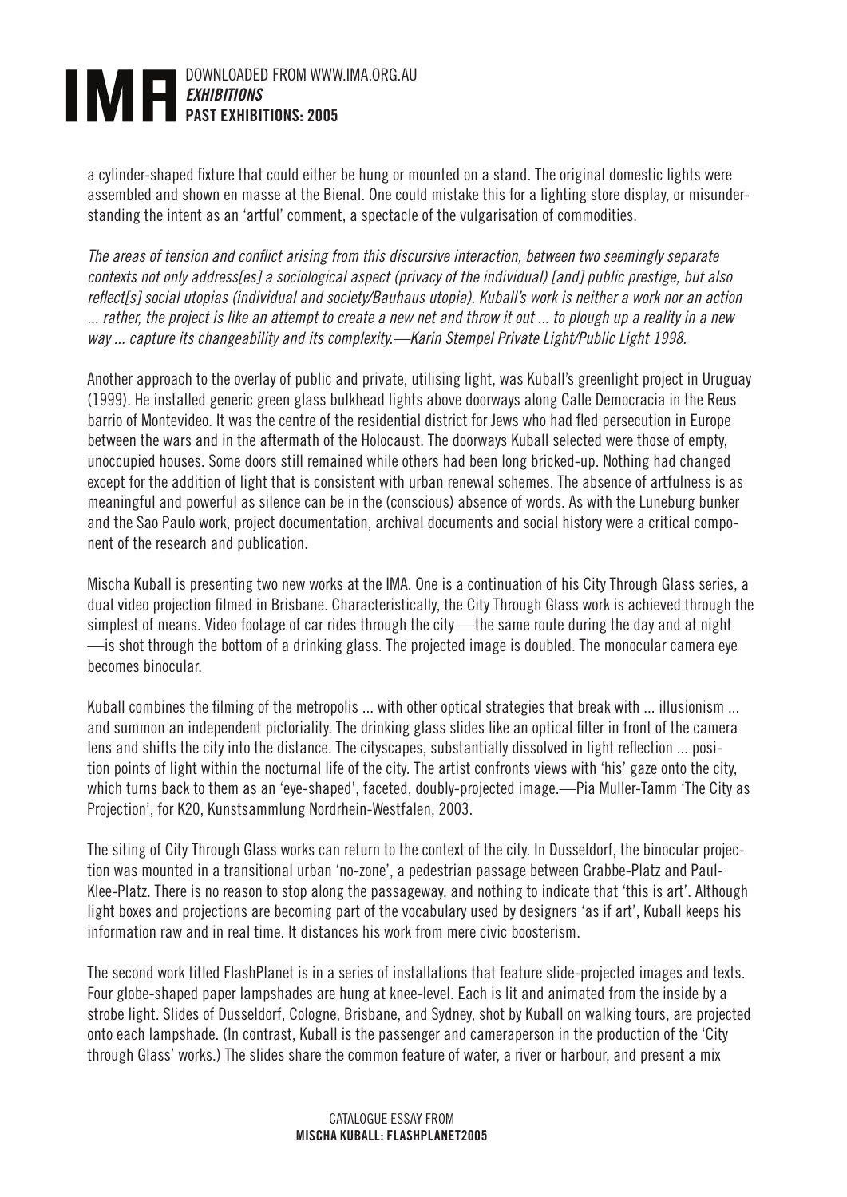a cylinder-shaped fixture that could either be hung or mounted on a stand. The original domestic lights were assembled and shown en masse at the Bienal. One could mistake this for a lighting store display, or misunderstanding the intent as an 'artful' comment, a spectacle of the vulgarisation of commodities.

*The areas of tension and conflict arising from this discursive interaction, between two seemingly separate contexts not only address[es] a sociological aspect (privacy of the individual) [and] public prestige, but also reflect[s] social utopias (individual and society/Bauhaus utopia). Kuball's work is neither a work nor an action ... rather, the project is like an attempt to create a new net and throw it out ... to plough up a reality in a new way ... capture its changeability and its complexity.—Karin Stempel Private Light/Public Light 1998.*

Another approach to the overlay of public and private, utilising light, was Kuball's greenlight project in Uruguay (1999). He installed generic green glass bulkhead lights above doorways along Calle Democracia in the Reus barrio of Montevideo. It was the centre of the residential district for Jews who had fled persecution in Europe between the wars and in the aftermath of the Holocaust. The doorways Kuball selected were those of empty, unoccupied houses. Some doors still remained while others had been long bricked-up. Nothing had changed except for the addition of light that is consistent with urban renewal schemes. The absence of artfulness is as meaningful and powerful as silence can be in the (conscious) absence of words. As with the Luneburg bunker and the Sao Paulo work, project documentation, archival documents and social history were a critical component of the research and publication.

Mischa Kuball is presenting two new works at the IMA. One is a continuation of his City Through Glass series, a dual video projection filmed in Brisbane. Characteristically, the City Through Glass work is achieved through the simplest of means. Video footage of car rides through the city —the same route during the day and at night —is shot through the bottom of a drinking glass. The projected image is doubled. The monocular camera eye becomes binocular.

Kuball combines the filming of the metropolis ... with other optical strategies that break with ... illusionism ... and summon an independent pictoriality. The drinking glass slides like an optical filter in front of the camera lens and shifts the city into the distance. The cityscapes, substantially dissolved in light reflection ... position points of light within the nocturnal life of the city. The artist confronts views with 'his' gaze onto the city, which turns back to them as an 'eye-shaped', faceted, doubly-projected image.—Pia Muller-Tamm 'The City as Projection', for K20, Kunstsammlung Nordrhein-Westfalen, 2003.

The siting of City Through Glass works can return to the context of the city. In Dusseldorf, the binocular projection was mounted in a transitional urban 'no-zone', a pedestrian passage between Grabbe-Platz and Paul-Klee-Platz. There is no reason to stop along the passageway, and nothing to indicate that 'this is art'. Although light boxes and projections are becoming part of the vocabulary used by designers 'as if art', Kuball keeps his information raw and in real time. It distances his work from mere civic boosterism.

The second work titled FlashPlanet is in a series of installations that feature slide-projected images and texts. Four globe-shaped paper lampshades are hung at knee-level. Each is lit and animated from the inside by a strobe light. Slides of Dusseldorf, Cologne, Brisbane, and Sydney, shot by Kuball on walking tours, are projected onto each lampshade. (In contrast, Kuball is the passenger and cameraperson in the production of the 'City through Glass' works.) The slides share the common feature of water, a river or harbour, and present a mix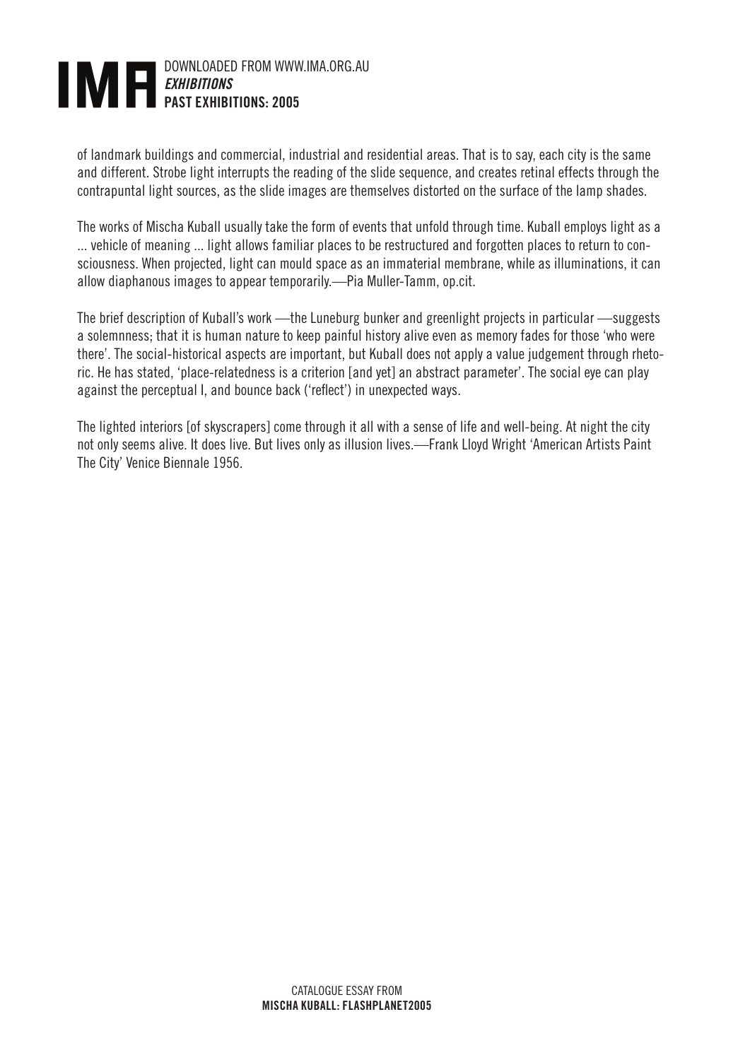of landmark buildings and commercial, industrial and residential areas. That is to say, each city is the same and different. Strobe light interrupts the reading of the slide sequence, and creates retinal effects through the contrapuntal light sources, as the slide images are themselves distorted on the surface of the lamp shades.

The works of Mischa Kuball usually take the form of events that unfold through time. Kuball employs light as a ... vehicle of meaning ... light allows familiar places to be restructured and forgotten places to return to consciousness. When projected, light can mould space as an immaterial membrane, while as illuminations, it can allow diaphanous images to appear temporarily.—Pia Muller-Tamm, op.cit.

The brief description of Kuball's work —the Luneburg bunker and greenlight projects in particular —suggests a solemnness; that it is human nature to keep painful history alive even as memory fades for those 'who were there'. The social-historical aspects are important, but Kuball does not apply a value judgement through rhetoric. He has stated, 'place-relatedness is a criterion [and yet] an abstract parameter'. The social eye can play against the perceptual I, and bounce back ('reflect') in unexpected ways.

The lighted interiors [of skyscrapers] come through it all with a sense of life and well-being. At night the city not only seems alive. It does live. But lives only as illusion lives.—Frank Lloyd Wright 'American Artists Paint The City' Venice Biennale 1956.